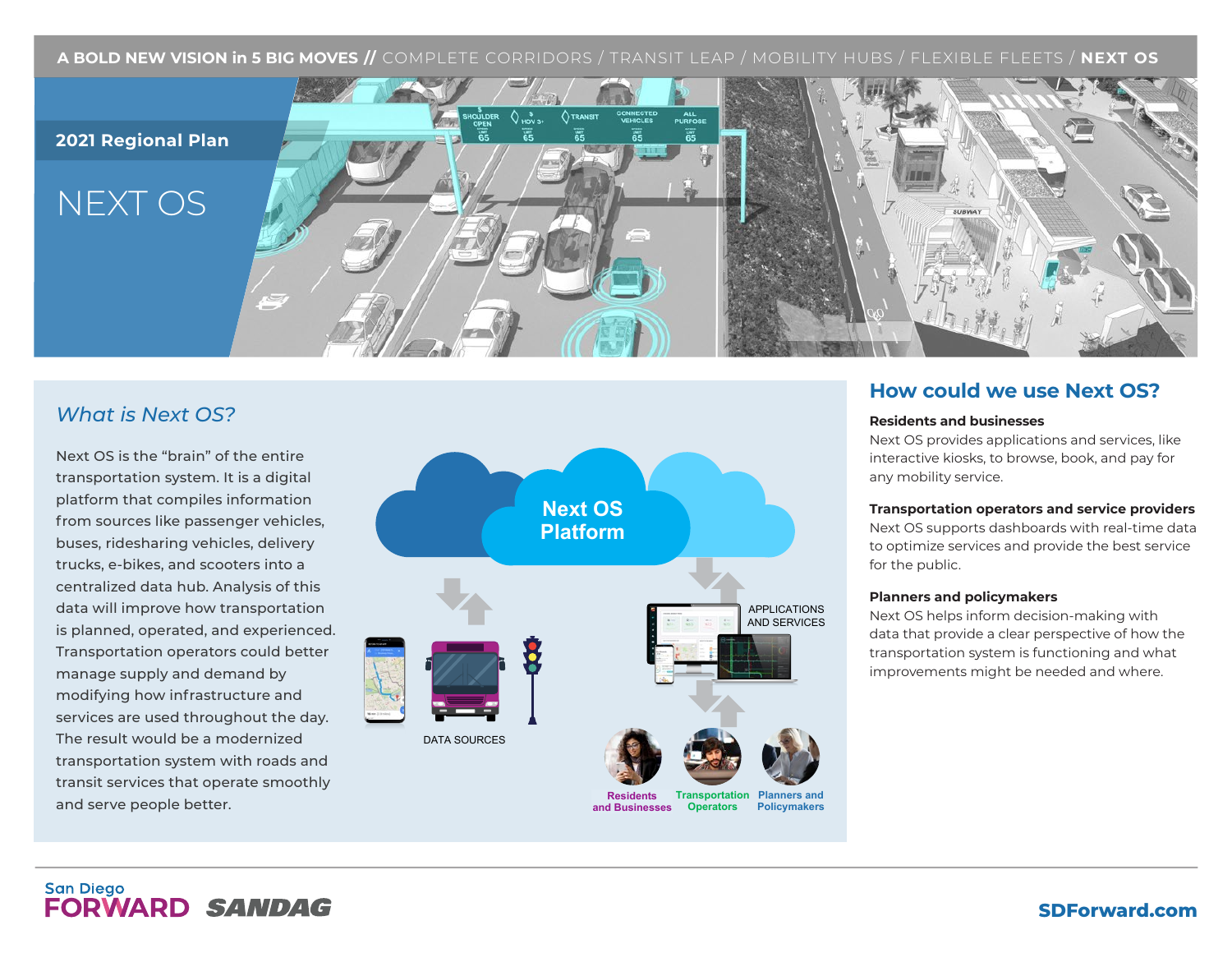A BOLD NEW VISION in 5 BIG MOVES // COMPLETE CORRIDORS / TRANSIT LEAP / MOBILITY HUBS / FLEXIBLE FLEETS / **NEXT OS**

**2021 Regional Plan**

# NEXT OS

## *What is Next OS?*

Next OS is the "brain" of the entire transportation system. It is a digital platform that compiles information from sources like passenger vehicles, buses, ridesharing vehicles, delivery trucks, e-bikes, and scooters into a centralized data hub. Analysis of this data will improve how transportation is planned, operated, and experienced. Transportation operators could better manage supply and demand by modifying how infrastructure and services are used throughout the day. The result would be a modernized transportation system with roads and transit services that operate smoothly and serve people better.

Next OS Platform

DATA SOURCES

APPLICATIONS AND SERVICES

Residents and Businesses

Transportation Operators

Planners and Policymakers

## How could we use Next OS?

**Residents and businesses**

Next OS provides applications and services, like interactive kiosks, to browse, book, and pay for any mobility service.

**Transportation operators and service providers**

Next OS supports dashboards with real-time data to optimize services and provide the best service for the public.

**Planners and policymakers**

Next OS helps inform decision-making with data that provide a clear perspective of how the transportation system is functioning and what improvements might be needed and where.

San Diego FORWARD SANDAG

SDForward.com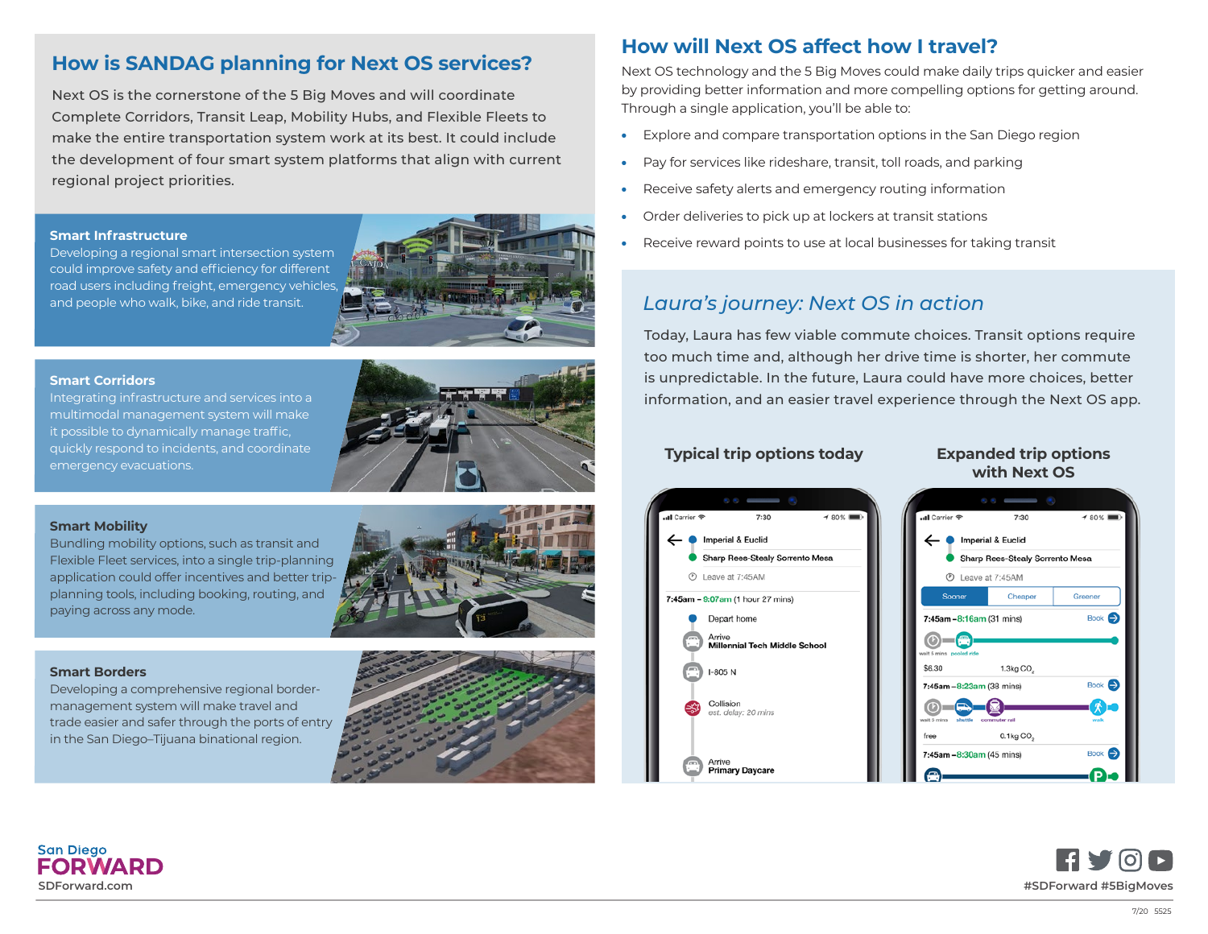## How is SANDAG planning for Next OS services?

Next OS is the cornerstone of the 5 Big Moves and will coordinate Complete Corridors, Transit Leap, Mobility Hubs, and Flexible Fleets to make the entire transportation system work at its best. It could include the development of four smart system platforms that align with current regional project priorities.

**Smart Infrastructure**
Developing a regional smart intersection system could improve safety and efficiency for different road users including freight, emergency vehicles, and people who walk, bike, and ride transit.

**Smart Corridors**
Integrating infrastructure and services into a multimodal management system will make it possible to dynamically manage traffic, quickly respond to incidents, and coordinate emergency evacuations.

**Smart Mobility**
Bundling mobility options, such as transit and Flexible Fleet services, into a single trip-planning application could offer incentives and better trip-planning tools, including booking, routing, and paying across any mode.

**Smart Borders**
Developing a comprehensive regional border-management system will make travel and trade easier and safer through the ports of entry in the San Diego–Tijuana binational region.

## How will Next OS affect how I travel?

Next OS technology and the 5 Big Moves could make daily trips quicker and easier by providing better information and more compelling options for getting around. Through a single application, you'll be able to:

- Explore and compare transportation options in the San Diego region
- Pay for services like rideshare, transit, toll roads, and parking
- Receive safety alerts and emergency routing information
- Order deliveries to pick up at lockers at transit stations
- Receive reward points to use at local businesses for taking transit

### *Laura's journey: Next OS in action*

Today, Laura has few viable commute choices. Transit options require too much time and, although her drive time is shorter, her commute is unpredictable. In the future, Laura could have more choices, better information, and an easier travel experience through the Next OS app.

**Typical trip options today**

Carrier 7:30 60%
Imperial & Euclid
Sharp Rees-Stealy Sorrento Mesa
Leave at 7:45AM
7:45am – 9:07am (1 hour 27 mins)
Depart home
Arrive Millennial Tech Middle School
I-805 N
Collision est. delay: 20 mins
Arrive Primary Daycare

**Expanded trip options with Next OS**

Carrier 7:30 60%
Imperial & Euclid
Sharp Rees-Stealy Sorrento Mesa
Leave at 7:45AM
Sooner Cheaper Greener
7:45am – 8:16am (31 mins) Book
walk 5 mins pooled ride
$6.30 1.3kg $CO_2$
7:45am – 8:23am (38 mins) Book
walk 5 mins shuttle commuter rail walk
free 0.1kg $CO_2$
7:45am – 8:30am (45 mins) Book

San Diego FORWARD
SDForward.com

#SDForward #5BigMoves

7/20 5525